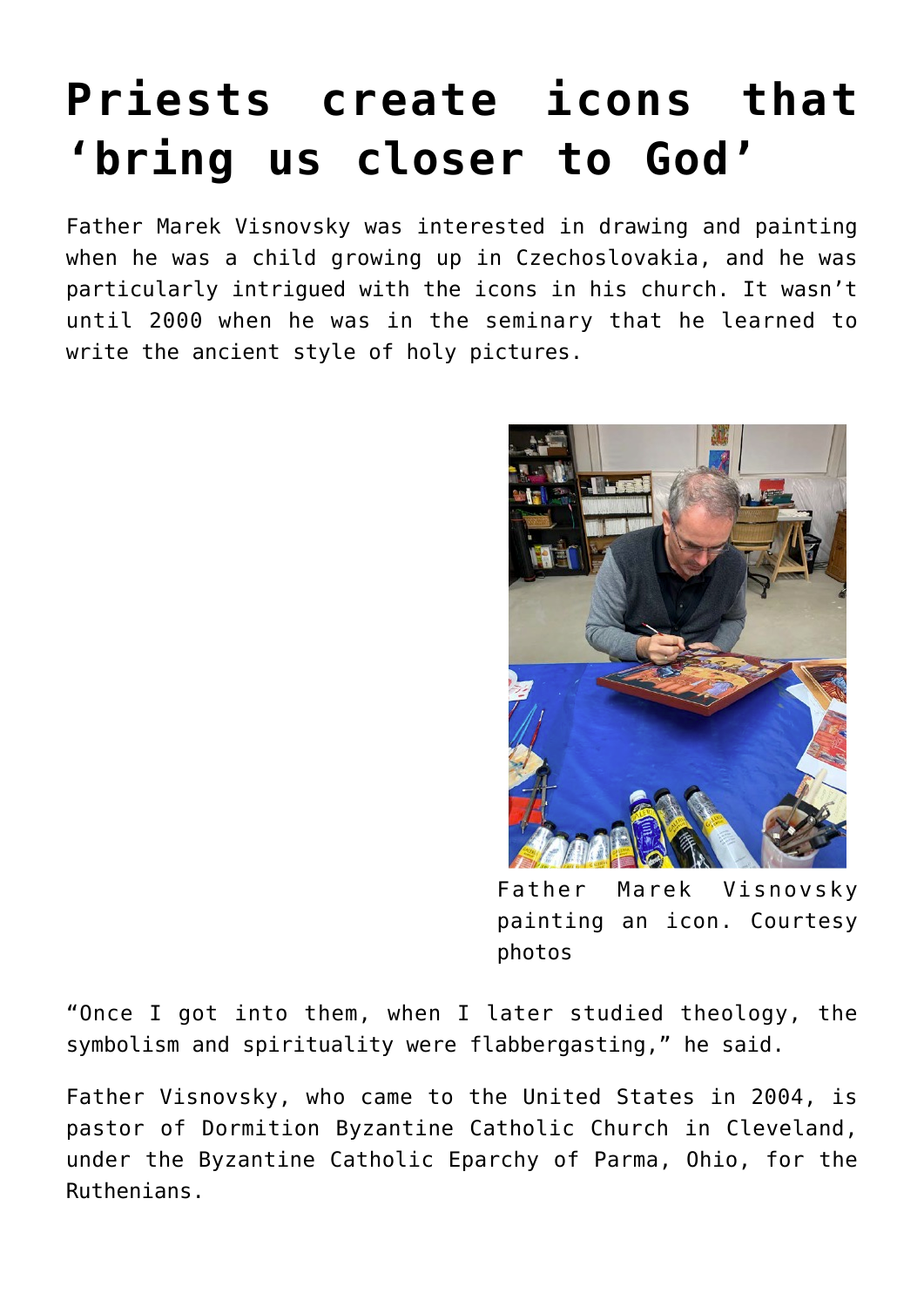# Priests create icons that 'bring us closer to God'

Father Marek Visnovsky was interested in drawing and painting when he was a child growing up in Czechoslovakia, and he was particularly intrigued with the icons in his church. It wasn't until 2000 when he was in the seminary that he learned to write the ancient style of holy pictures.

Father Marek Visnovsky painting an icon. Courtesy photos

"Once I got into them, when I later studied theology, the symbolism and spirituality were flabbergasting," he said.

Father Visnovsky, who came to the United States in 2004, is pastor of Dormition Byzantine Catholic Church in Cleveland, under the Byzantine Catholic Eparchy of Parma, Ohio, for the Ruthenians.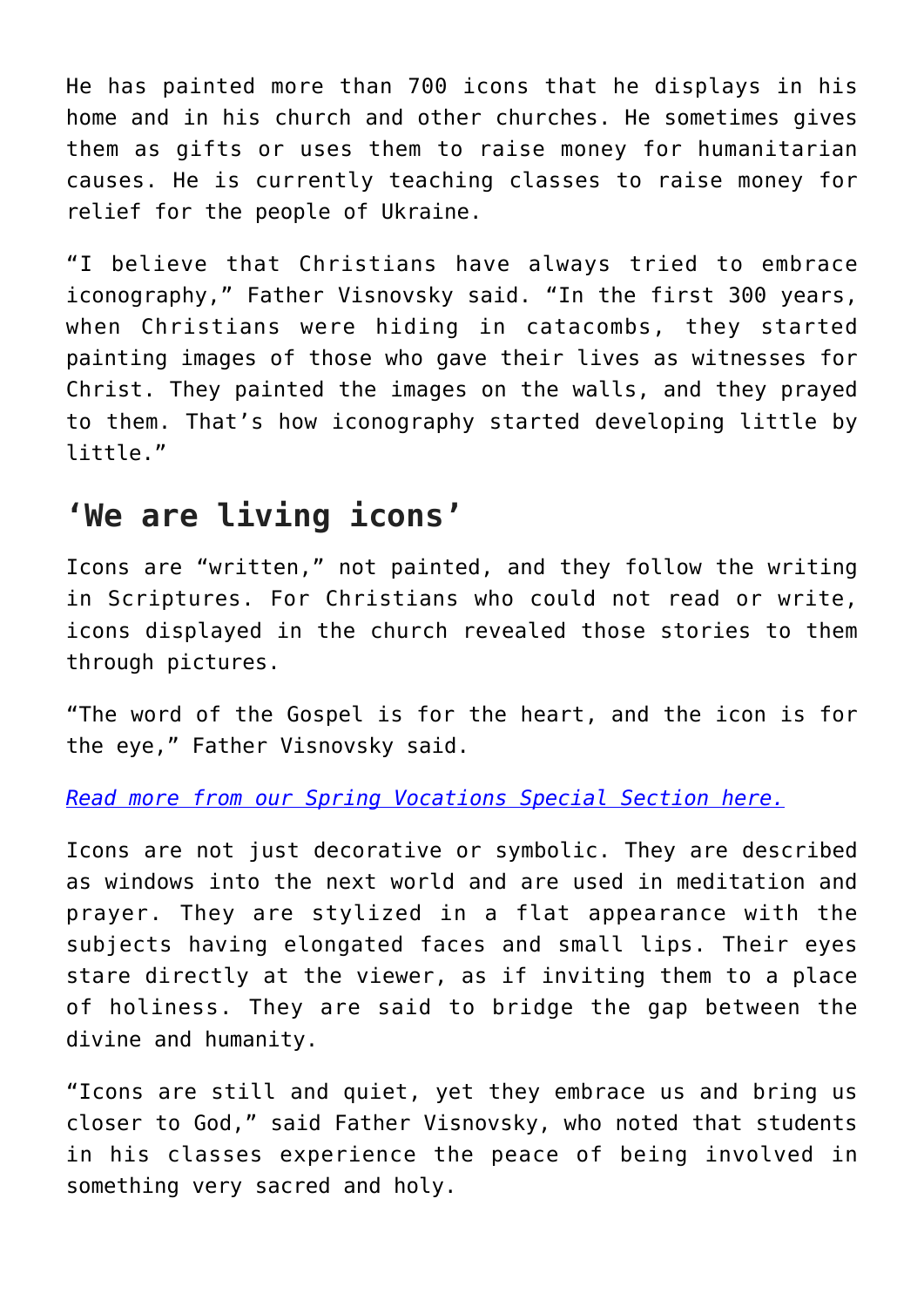He has painted more than 700 icons that he displays in his home and in his church and other churches. He sometimes gives them as gifts or uses them to raise money for humanitarian causes. He is currently teaching classes to raise money for relief for the people of Ukraine.

"I believe that Christians have always tried to embrace iconography," Father Visnovsky said. "In the first 300 years, when Christians were hiding in catacombs, they started painting images of those who gave their lives as witnesses for Christ. They painted the images on the walls, and they prayed to them. That's how iconography started developing little by little."

## 'We are living icons'

Icons are "written," not painted, and they follow the writing in Scriptures. For Christians who could not read or write, icons displayed in the church revealed those stories to them through pictures.

"The word of the Gospel is for the heart, and the icon is for the eye," Father Visnovsky said.

*Read more from our Spring Vocations Special Section here.*

Icons are not just decorative or symbolic. They are described as windows into the next world and are used in meditation and prayer. They are stylized in a flat appearance with the subjects having elongated faces and small lips. Their eyes stare directly at the viewer, as if inviting them to a place of holiness. They are said to bridge the gap between the divine and humanity.

"Icons are still and quiet, yet they embrace us and bring us closer to God," said Father Visnovsky, who noted that students in his classes experience the peace of being involved in something very sacred and holy.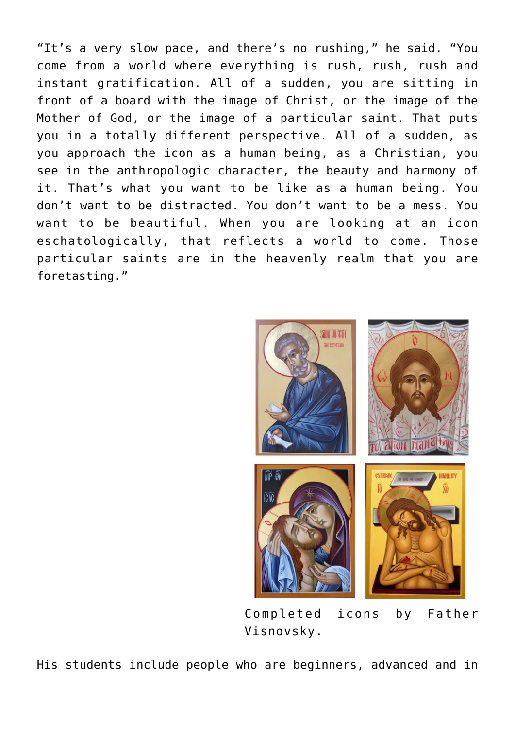"It's a very slow pace, and there's no rushing," he said. "You come from a world where everything is rush, rush, rush and instant gratification. All of a sudden, you are sitting in front of a board with the image of Christ, or the image of the Mother of God, or the image of a particular saint. That puts you in a totally different perspective. All of a sudden, as you approach the icon as a human being, as a Christian, you see in the anthropologic character, the beauty and harmony of it. That's what you want to be like as a human being. You don't want to be distracted. You don't want to be a mess. You want to be beautiful. When you are looking at an icon eschatologically, that reflects a world to come. Those particular saints are in the heavenly realm that you are foretasting."

Completed icons by Father Visnovsky.

His students include people who are beginners, advanced and in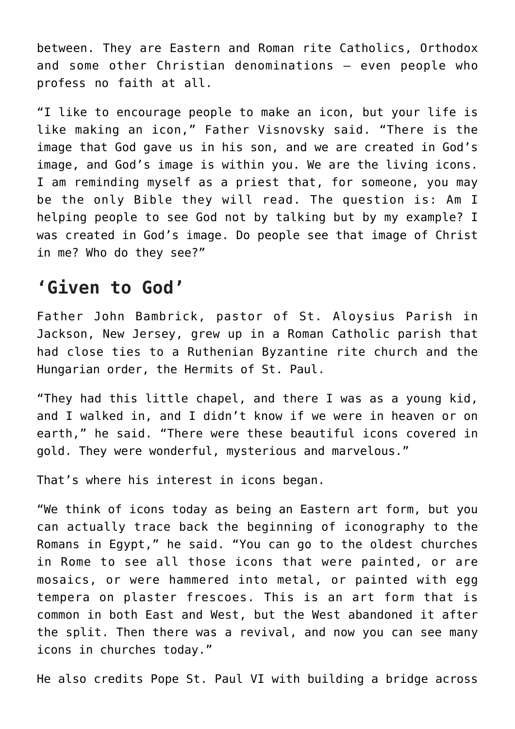between. They are Eastern and Roman rite Catholics, Orthodox and some other Christian denominations — even people who profess no faith at all.

"I like to encourage people to make an icon, but your life is like making an icon," Father Visnovsky said. "There is the image that God gave us in his son, and we are created in God's image, and God's image is within you. We are the living icons. I am reminding myself as a priest that, for someone, you may be the only Bible they will read. The question is: Am I helping people to see God not by talking but by my example? I was created in God's image. Do people see that image of Christ in me? Who do they see?"

## 'Given to God'

Father John Bambrick, pastor of St. Aloysius Parish in Jackson, New Jersey, grew up in a Roman Catholic parish that had close ties to a Ruthenian Byzantine rite church and the Hungarian order, the Hermits of St. Paul.

"They had this little chapel, and there I was as a young kid, and I walked in, and I didn't know if we were in heaven or on earth," he said. "There were these beautiful icons covered in gold. They were wonderful, mysterious and marvelous."

That's where his interest in icons began.

"We think of icons today as being an Eastern art form, but you can actually trace back the beginning of iconography to the Romans in Egypt," he said. "You can go to the oldest churches in Rome to see all those icons that were painted, or are mosaics, or were hammered into metal, or painted with egg tempera on plaster frescoes. This is an art form that is common in both East and West, but the West abandoned it after the split. Then there was a revival, and now you can see many icons in churches today."

He also credits Pope St. Paul VI with building a bridge across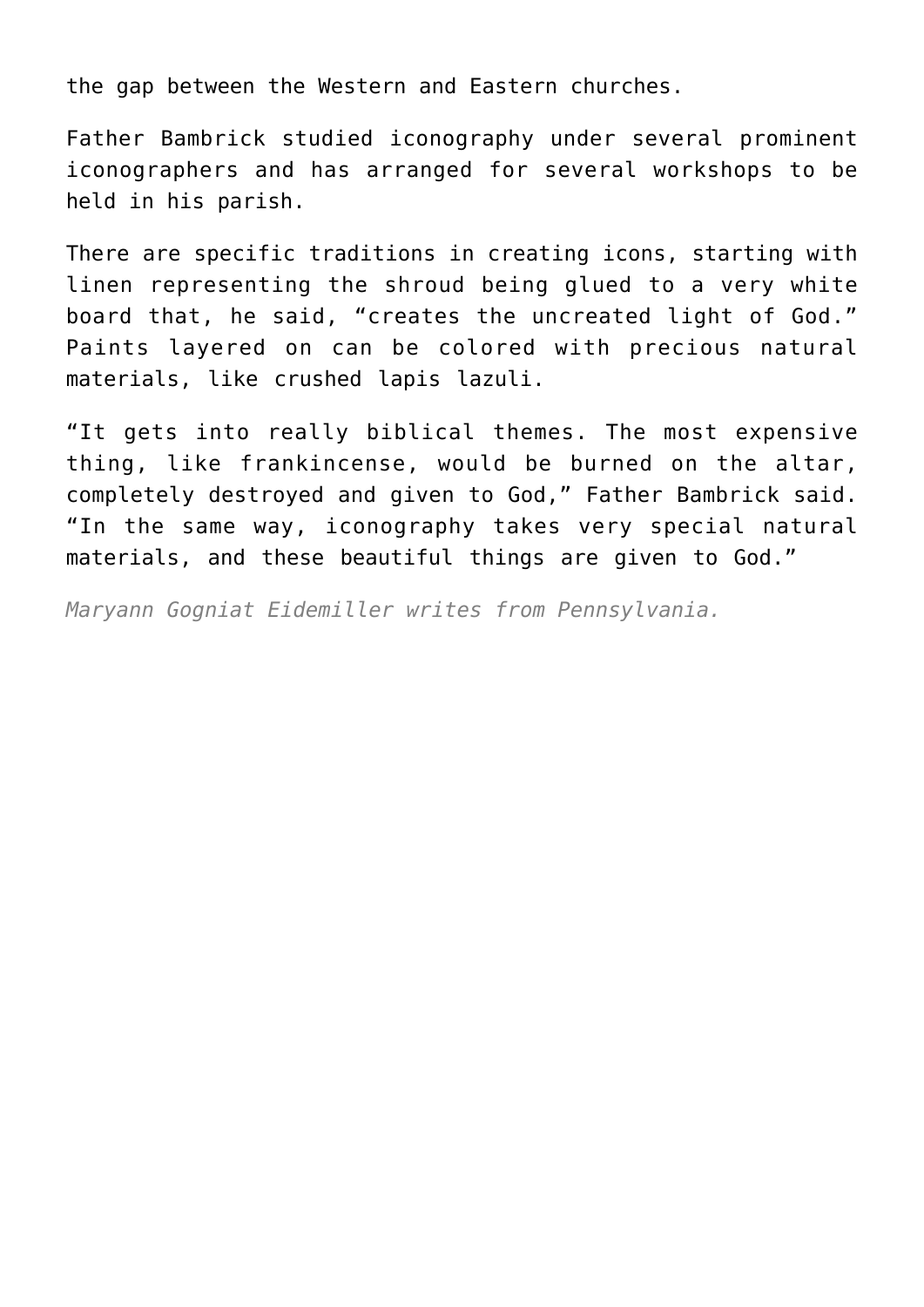the gap between the Western and Eastern churches.

Father Bambrick studied iconography under several prominent iconographers and has arranged for several workshops to be held in his parish.

There are specific traditions in creating icons, starting with linen representing the shroud being glued to a very white board that, he said, “creates the uncreated light of God.” Paints layered on can be colored with precious natural materials, like crushed lapis lazuli.

“It gets into really biblical themes. The most expensive thing, like frankincense, would be burned on the altar, completely destroyed and given to God,” Father Bambrick said. “In the same way, iconography takes very special natural materials, and these beautiful things are given to God.”

*Maryann Gogniat Eidemiller writes from Pennsylvania.*